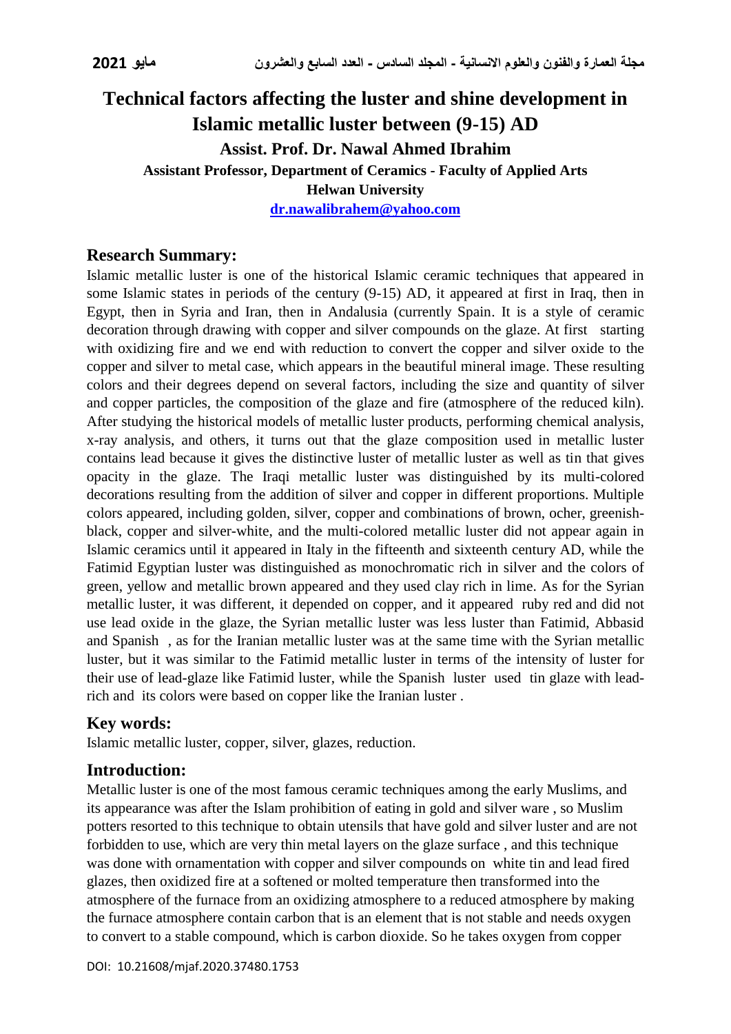# Technical factors affecting the luster and shine development in Islamic metallic luster between (9-15) AD

**Assist. Prof. Dr. Nawal Ahmed Ibrahim**

**Assistant Professor, Department of Ceramics - Faculty of Applied Arts**

**Helwan University**

**dr.nawalibrahem@yahoo.com**

## Research Summary:

Islamic metallic luster is one of the historical Islamic ceramic techniques that appeared in some Islamic states in periods of the century (9-15) AD, it appeared at first in Iraq, then in Egypt, then in Syria and Iran, then in Andalusia (currently Spain. It is a style of ceramic decoration through drawing with copper and silver compounds on the glaze. At first starting with oxidizing fire and we end with reduction to convert the copper and silver oxide to the copper and silver to metal case, which appears in the beautiful mineral image. These resulting colors and their degrees depend on several factors, including the size and quantity of silver and copper particles, the composition of the glaze and fire (atmosphere of the reduced kiln). After studying the historical models of metallic luster products, performing chemical analysis, x-ray analysis, and others, it turns out that the glaze composition used in metallic luster contains lead because it gives the distinctive luster of metallic luster as well as tin that gives opacity in the glaze. The Iraqi metallic luster was distinguished by its multi-colored decorations resulting from the addition of silver and copper in different proportions. Multiple colors appeared, including golden, silver, copper and combinations of brown, ocher, greenish-black, copper and silver-white, and the multi-colored metallic luster did not appear again in Islamic ceramics until it appeared in Italy in the fifteenth and sixteenth century AD, while the Fatimid Egyptian luster was distinguished as monochromatic rich in silver and the colors of green, yellow and metallic brown appeared and they used clay rich in lime. As for the Syrian metallic luster, it was different, it depended on copper, and it appeared ruby red and did not use lead oxide in the glaze, the Syrian metallic luster was less luster than Fatimid, Abbasid and Spanish , as for the Iranian metallic luster was at the same time with the Syrian metallic luster, but it was similar to the Fatimid metallic luster in terms of the intensity of luster for their use of lead-glaze like Fatimid luster, while the Spanish luster used tin glaze with lead-rich and its colors were based on copper like the Iranian luster .

## Key words:

Islamic metallic luster, copper, silver, glazes, reduction.

## Introduction:

Metallic luster is one of the most famous ceramic techniques among the early Muslims, and its appearance was after the Islam prohibition of eating in gold and silver ware , so Muslim potters resorted to this technique to obtain utensils that have gold and silver luster and are not forbidden to use, which are very thin metal layers on the glaze surface , and this technique was done with ornamentation with copper and silver compounds on white tin and lead fired glazes, then oxidized fire at a softened or molted temperature then transformed into the atmosphere of the furnace from an oxidizing atmosphere to a reduced atmosphere by making the furnace atmosphere contain carbon that is an element that is not stable and needs oxygen to convert to a stable compound, which is carbon dioxide. So he takes oxygen from copper

DOI: 10.21608/mjaf.2020.37480.1753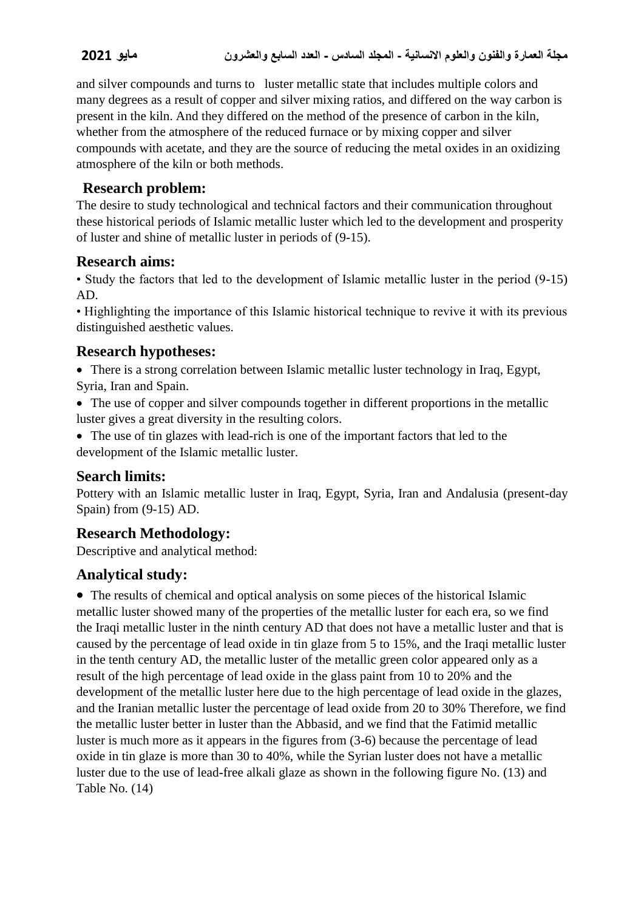and silver compounds and turns to luster metallic state that includes multiple colors and many degrees as a result of copper and silver mixing ratios, and differed on the way carbon is present in the kiln. And they differed on the method of the presence of carbon in the kiln, whether from the atmosphere of the reduced furnace or by mixing copper and silver compounds with acetate, and they are the source of reducing the metal oxides in an oxidizing atmosphere of the kiln or both methods.

## Research problem:

The desire to study technological and technical factors and their communication throughout these historical periods of Islamic metallic luster which led to the development and prosperity of luster and shine of metallic luster in periods of (9-15).

## Research aims:

• Study the factors that led to the development of Islamic metallic luster in the period (9-15) AD.

• Highlighting the importance of this Islamic historical technique to revive it with its previous distinguished aesthetic values.

## Research hypotheses:

- There is a strong correlation between Islamic metallic luster technology in Iraq, Egypt, Syria, Iran and Spain.
- The use of copper and silver compounds together in different proportions in the metallic luster gives a great diversity in the resulting colors.
- The use of tin glazes with lead-rich is one of the important factors that led to the development of the Islamic metallic luster.

## Search limits:

Pottery with an Islamic metallic luster in Iraq, Egypt, Syria, Iran and Andalusia (present-day Spain) from (9-15) AD.

## Research Methodology:

Descriptive and analytical method:

## Analytical study:

- The results of chemical and optical analysis on some pieces of the historical Islamic metallic luster showed many of the properties of the metallic luster for each era, so we find the Iraqi metallic luster in the ninth century AD that does not have a metallic luster and that is caused by the percentage of lead oxide in tin glaze from 5 to 15%, and the Iraqi metallic luster in the tenth century AD, the metallic luster of the metallic green color appeared only as a result of the high percentage of lead oxide in the glass paint from 10 to 20% and the development of the metallic luster here due to the high percentage of lead oxide in the glazes, and the Iranian metallic luster the percentage of lead oxide from 20 to 30% Therefore, we find the metallic luster better in luster than the Abbasid, and we find that the Fatimid metallic luster is much more as it appears in the figures from (3-6) because the percentage of lead oxide in tin glaze is more than 30 to 40%, while the Syrian luster does not have a metallic luster due to the use of lead-free alkali glaze as shown in the following figure No. (13) and Table No. (14)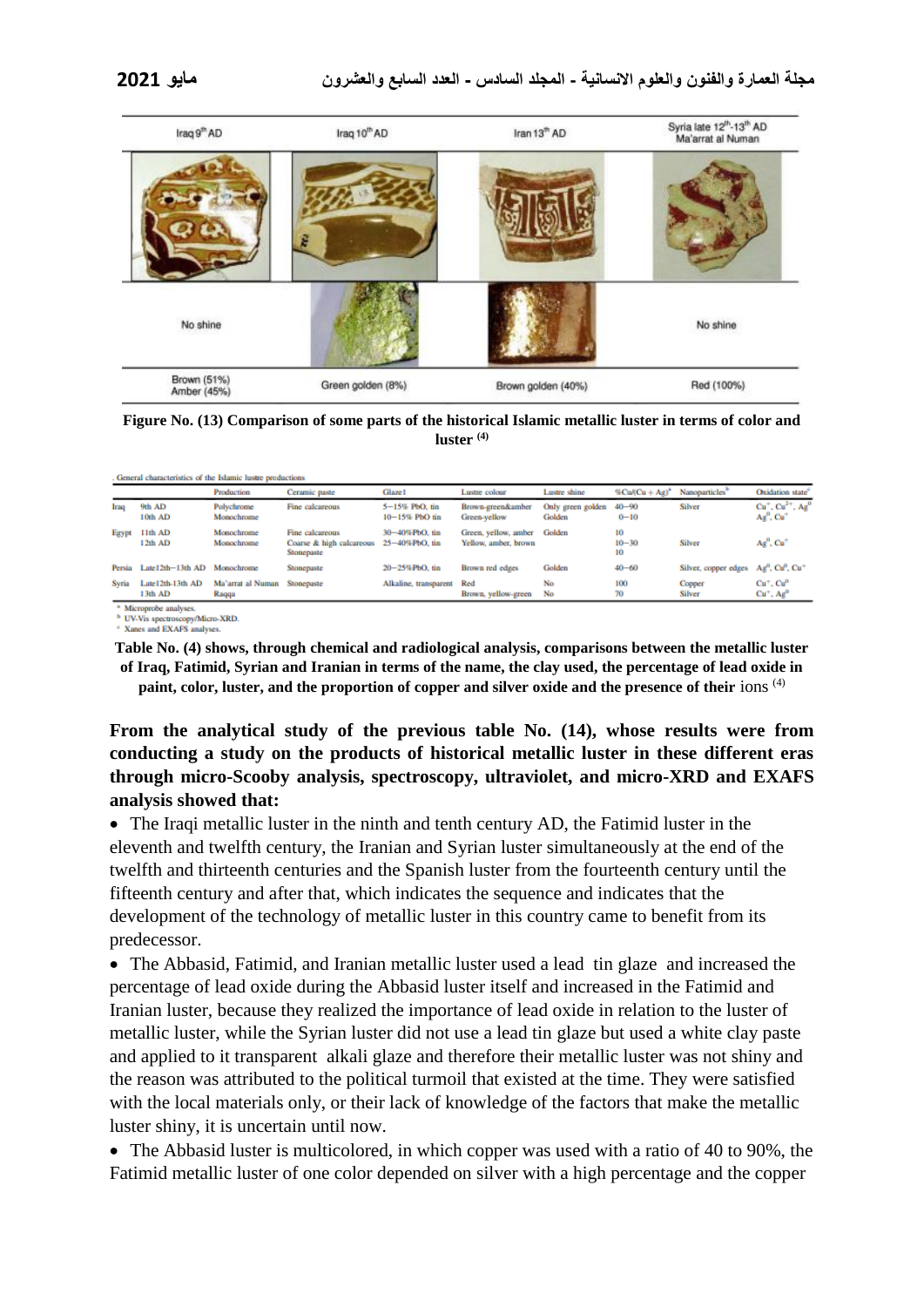| Iraq 9th AD | Iraq 10th AD | Iran 13th AD | Syria late 12th-13th AD Ma'arrat al Numan |
|---|---|---|---|
| No shine | | | No shine |
| Brown (51%) Amber (45%) | Green golden (8%) | Brown golden (40%) | Red (100%) |

**Figure No. (13) Comparison of some parts of the historical Islamic metallic luster in terms of color and luster [(4)]**

General characteristics of the Islamic lustre productions

| | | Production | Ceramic paste | Glaze1 | Lustre colour | Lustre shine | %Cu/(Cu + Ag)[a] | Nanoparticles[b] | Oxidation state[c] |
|---|---|---|---|---|---|---|---|---|---|
| Iraq | 9th AD | Polychrome | Fine calcareous | 5−15% PbO, tin | Brown-green&amber | Only green golden | 40−90 | Silver | $Cu^{+}$, $Cu^{2+}$, $Ag^{0}$ |
| | 10th AD | Monochrome | | 10−15% PbO tin | Green-yellow | Golden | 0−10 | | $Ag^{0}$, $Cu^{+}$ |
| Egypt | 11th AD | Monochrome | Fine calcareous | 30−40%PbO, tin | Green, yellow, amber | Golden | 10 | | |
| | 12th AD | Monochrome | Coarse & high calcareous | 25−40%PbO, tin | Yellow, amber, brown | | 10−30 | Silver | $Ag^{0}$, $Cu^{+}$ |
| | | | Stonepaste | | | | 10 | | |
| Persia | Late12th−13th AD | Monochrome | Stonepaste | 20−25%PbO, tin | Brown red edges | Golden | 40−60 | Silver, copper edges | $Ag^{0}$, $Cu^{0}$, $Cu^{+}$ |
| Syria | Late12th-13th AD | Ma'arrat al Numan | Stonepaste | Alkaline, transparent | Red | No | 100 | Copper | $Cu^{+}$, $Cu^{0}$ |
| | 13th AD | Raqqa | | | Brown, yellow-green | No | 70 | Silver | $Cu^{+}$, $Ag^{0}$ |

[a] Microprobe analyses.
[b] UV-Vis spectroscopy/Micro-XRD.
[c] Xanes and EXAFS analyses.

**Table No. (4) shows, through chemical and radiological analysis, comparisons between the metallic luster of Iraq, Fatimid, Syrian and Iranian in terms of the name, the clay used, the percentage of lead oxide in paint, color, luster, and the proportion of copper and silver oxide and the presence of their** ions [(4)]

**From the analytical study of the previous table No. (14), whose results were from conducting a study on the products of historical metallic luster in these different eras through micro-Scooby analysis, spectroscopy, ultraviolet, and micro-XRD and EXAFS analysis showed that:**

- The Iraqi metallic luster in the ninth and tenth century AD, the Fatimid luster in the eleventh and twelfth century, the Iranian and Syrian luster simultaneously at the end of the twelfth and thirteenth centuries and the Spanish luster from the fourteenth century until the fifteenth century and after that, which indicates the sequence and indicates that the development of the technology of metallic luster in this country came to benefit from its predecessor.
- The Abbasid, Fatimid, and Iranian metallic luster used a lead tin glaze and increased the percentage of lead oxide during the Abbasid luster itself and increased in the Fatimid and Iranian luster, because they realized the importance of lead oxide in relation to the luster of metallic luster, while the Syrian luster did not use a lead tin glaze but used a white clay paste and applied to it transparent alkali glaze and therefore their metallic luster was not shiny and the reason was attributed to the political turmoil that existed at the time. They were satisfied with the local materials only, or their lack of knowledge of the factors that make the metallic luster shiny, it is uncertain until now.
- The Abbasid luster is multicolored, in which copper was used with a ratio of 40 to 90%, the Fatimid metallic luster of one color depended on silver with a high percentage and the copper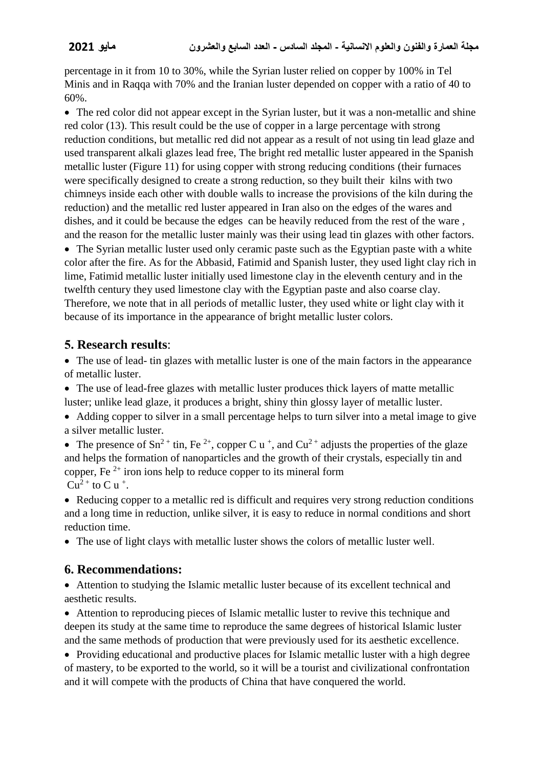percentage in it from 10 to 30%, while the Syrian luster relied on copper by 100% in Tel Minis and in Raqqa with 70% and the Iranian luster depended on copper with a ratio of 40 to 60%.

- The red color did not appear except in the Syrian luster, but it was a non-metallic and shine red color (13). This result could be the use of copper in a large percentage with strong reduction conditions, but metallic red did not appear as a result of not using tin lead glaze and used transparent alkali glazes lead free, The bright red metallic luster appeared in the Spanish metallic luster (Figure 11) for using copper with strong reducing conditions (their furnaces were specifically designed to create a strong reduction, so they built their kilns with two chimneys inside each other with double walls to increase the provisions of the kiln during the reduction) and the metallic red luster appeared in Iran also on the edges of the wares and dishes, and it could be because the edges can be heavily reduced from the rest of the ware , and the reason for the metallic luster mainly was their using lead tin glazes with other factors.
- The Syrian metallic luster used only ceramic paste such as the Egyptian paste with a white color after the fire. As for the Abbasid, Fatimid and Spanish luster, they used light clay rich in lime, Fatimid metallic luster initially used limestone clay in the eleventh century and in the twelfth century they used limestone clay with the Egyptian paste and also coarse clay. Therefore, we note that in all periods of metallic luster, they used white or light clay with it because of its importance in the appearance of bright metallic luster colors.

## 5. Research results:

- The use of lead- tin glazes with metallic luster is one of the main factors in the appearance of metallic luster.
- The use of lead-free glazes with metallic luster produces thick layers of matte metallic luster; unlike lead glaze, it produces a bright, shiny thin glossy layer of metallic luster.
- Adding copper to silver in a small percentage helps to turn silver into a metal image to give a silver metallic luster.
- The presence of $Sn^{2+}$ tin, $Fe^{2+}$, copper $Cu^{+}$, and $Cu^{2+}$ adjusts the properties of the glaze and helps the formation of nanoparticles and the growth of their crystals, especially tin and copper, $Fe^{2+}$ iron ions help to reduce copper to its mineral form $Cu^{2+}$ to $Cu^{+}$.
- Reducing copper to a metallic red is difficult and requires very strong reduction conditions and a long time in reduction, unlike silver, it is easy to reduce in normal conditions and short reduction time.
- The use of light clays with metallic luster shows the colors of metallic luster well.

## 6. Recommendations:

- Attention to studying the Islamic metallic luster because of its excellent technical and aesthetic results.
- Attention to reproducing pieces of Islamic metallic luster to revive this technique and deepen its study at the same time to reproduce the same degrees of historical Islamic luster and the same methods of production that were previously used for its aesthetic excellence.
- Providing educational and productive places for Islamic metallic luster with a high degree of mastery, to be exported to the world, so it will be a tourist and civilizational confrontation and it will compete with the products of China that have conquered the world.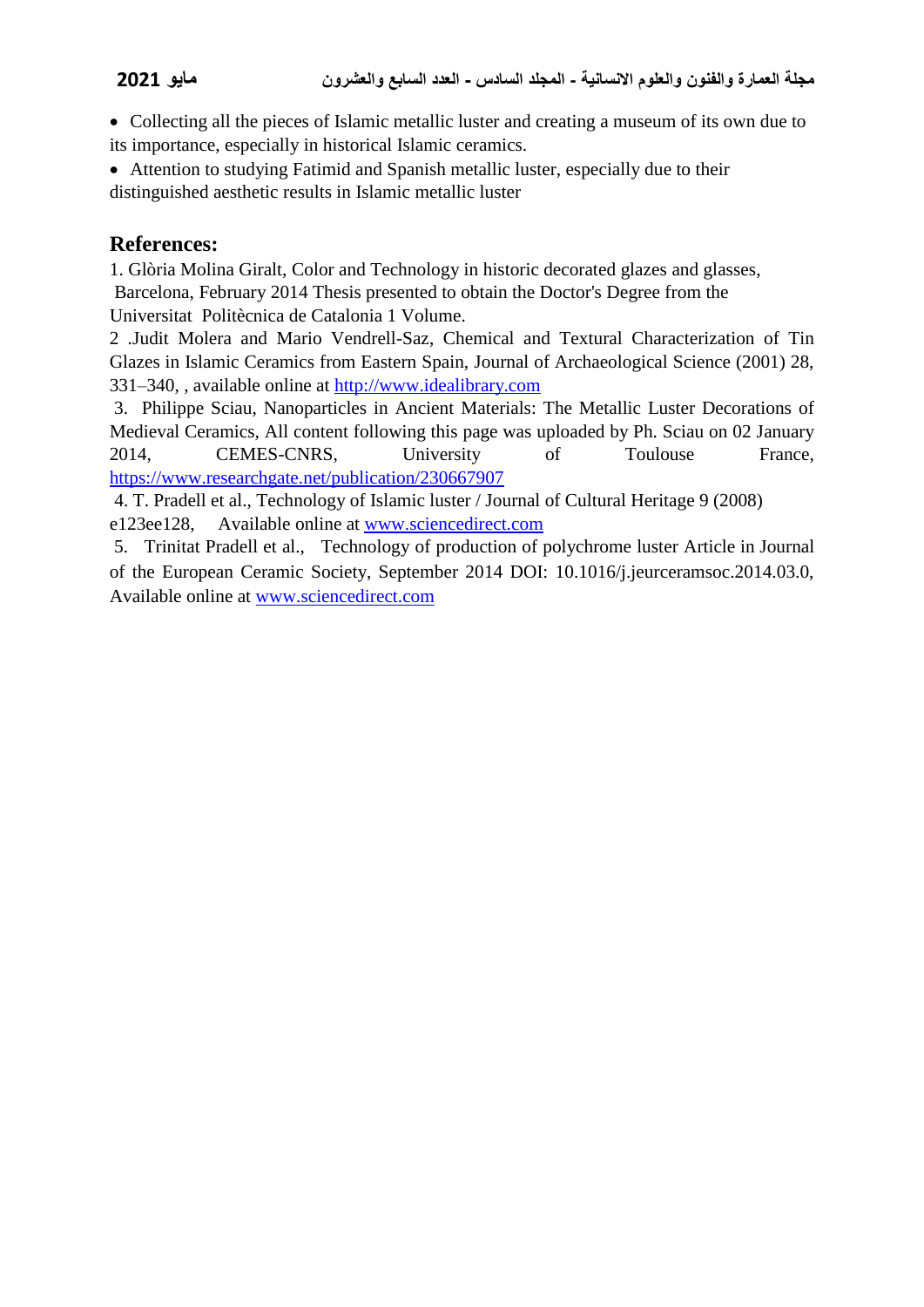- Collecting all the pieces of Islamic metallic luster and creating a museum of its own due to its importance, especially in historical Islamic ceramics.
- Attention to studying Fatimid and Spanish metallic luster, especially due to their distinguished aesthetic results in Islamic metallic luster

## References:

1. Glòria Molina Giralt, Color and Technology in historic decorated glazes and glasses, Barcelona, February 2014 Thesis presented to obtain the Doctor's Degree from the Universitat Politècnica de Catalonia 1 Volume.

2 .Judit Molera and Mario Vendrell-Saz, Chemical and Textural Characterization of Tin Glazes in Islamic Ceramics from Eastern Spain, Journal of Archaeological Science (2001) 28, 331–340, , available online at http://www.idealibrary.com

3. Philippe Sciau, Nanoparticles in Ancient Materials: The Metallic Luster Decorations of Medieval Ceramics, All content following this page was uploaded by Ph. Sciau on 02 January 2014, CEMES-CNRS, University of Toulouse France, https://www.researchgate.net/publication/230667907

4. T. Pradell et al., Technology of Islamic luster / Journal of Cultural Heritage 9 (2008) e123ee128, Available online at www.sciencedirect.com

5. Trinitat Pradell et al., Technology of production of polychrome luster Article in Journal of the European Ceramic Society, September 2014 DOI: 10.1016/j.jeurceramsoc.2014.03.0, Available online at www.sciencedirect.com